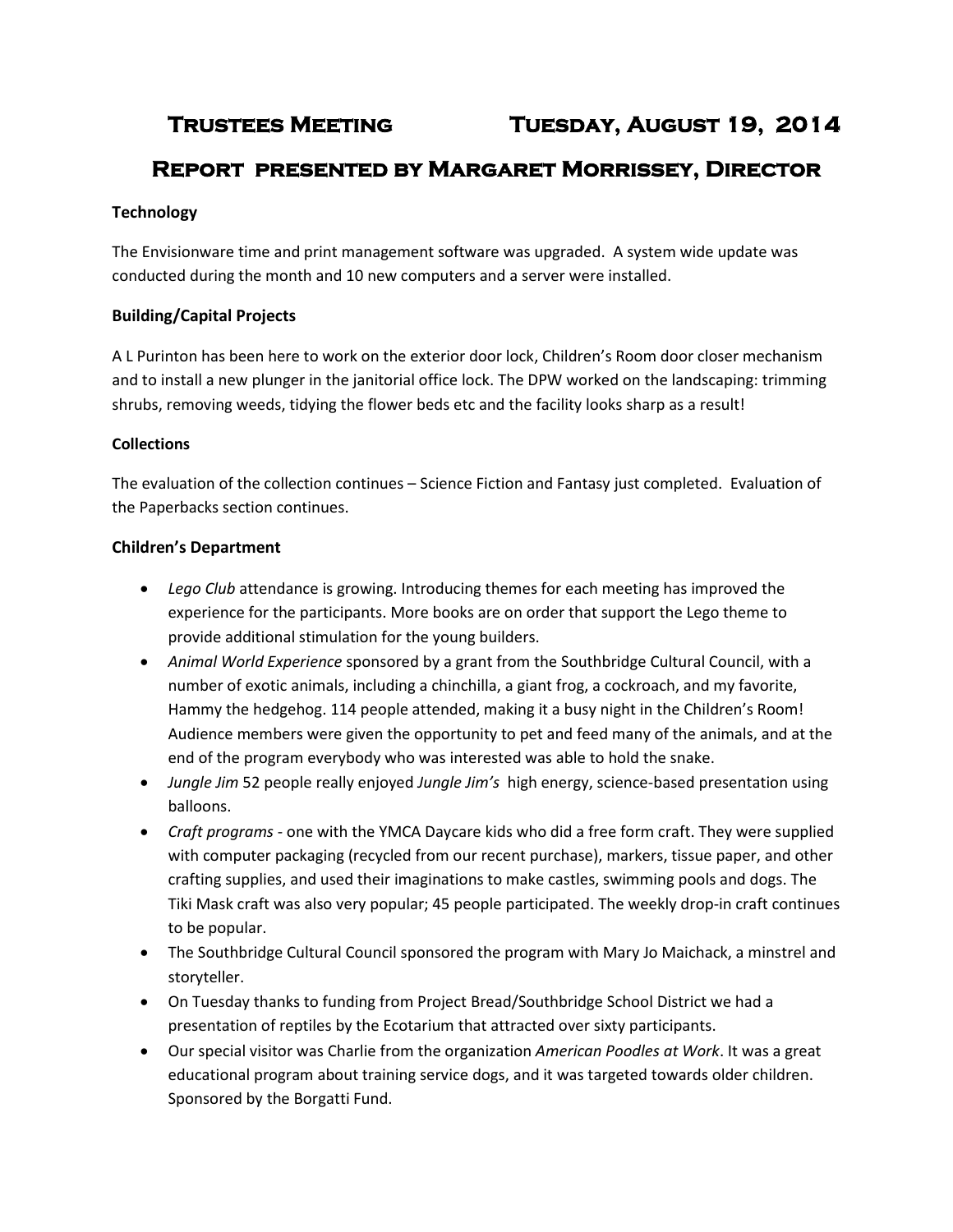# Trustees Meeting Tuesday, August 19, 2014

## Report presented by Margaret Morrissey, Director

**Technology**

The Envisionware time and print management software was upgraded. A system wide update was conducted during the month and 10 new computers and a server were installed.

**Building/Capital Projects**

A L Purinton has been here to work on the exterior door lock, Children's Room door closer mechanism and to install a new plunger in the janitorial office lock. The DPW worked on the landscaping: trimming shrubs, removing weeds, tidying the flower beds etc and the facility looks sharp as a result!

**Collections**

The evaluation of the collection continues – Science Fiction and Fantasy just completed. Evaluation of the Paperbacks section continues.

**Children's Department**

- *Lego Club* attendance is growing. Introducing themes for each meeting has improved the experience for the participants. More books are on order that support the Lego theme to provide additional stimulation for the young builders.
- *Animal World Experience* sponsored by a grant from the Southbridge Cultural Council, with a number of exotic animals, including a chinchilla, a giant frog, a cockroach, and my favorite, Hammy the hedgehog. 114 people attended, making it a busy night in the Children's Room! Audience members were given the opportunity to pet and feed many of the animals, and at the end of the program everybody who was interested was able to hold the snake.
- *Jungle Jim* 52 people really enjoyed *Jungle Jim's* high energy, science-based presentation using balloons.
- *Craft programs* - one with the YMCA Daycare kids who did a free form craft. They were supplied with computer packaging (recycled from our recent purchase), markers, tissue paper, and other crafting supplies, and used their imaginations to make castles, swimming pools and dogs. The Tiki Mask craft was also very popular; 45 people participated. The weekly drop-in craft continues to be popular.
- The Southbridge Cultural Council sponsored the program with Mary Jo Maichack, a minstrel and storyteller.
- On Tuesday thanks to funding from Project Bread/Southbridge School District we had a presentation of reptiles by the Ecotarium that attracted over sixty participants.
- Our special visitor was Charlie from the organization *American Poodles at Work*. It was a great educational program about training service dogs, and it was targeted towards older children. Sponsored by the Borgatti Fund.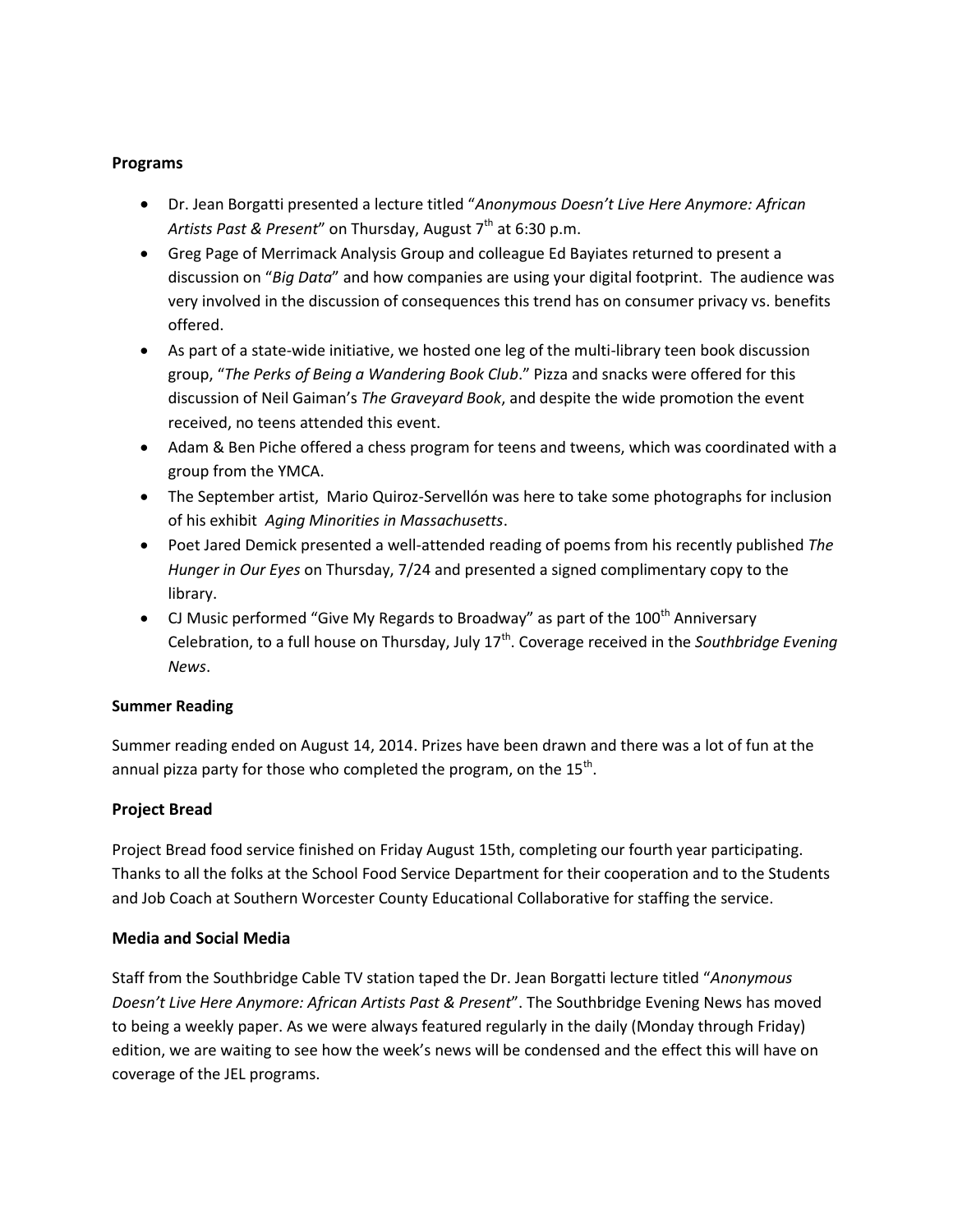**Programs**

- Dr. Jean Borgatti presented a lecture titled "*Anonymous Doesn't Live Here Anymore: African Artists Past & Present*" on Thursday, August 7th at 6:30 p.m.
- Greg Page of Merrimack Analysis Group and colleague Ed Bayiates returned to present a discussion on "*Big Data*" and how companies are using your digital footprint. The audience was very involved in the discussion of consequences this trend has on consumer privacy vs. benefits offered.
- As part of a state-wide initiative, we hosted one leg of the multi-library teen book discussion group, "*The Perks of Being a Wandering Book Club*." Pizza and snacks were offered for this discussion of Neil Gaiman's *The Graveyard Book*, and despite the wide promotion the event received, no teens attended this event.
- Adam & Ben Piche offered a chess program for teens and tweens, which was coordinated with a group from the YMCA.
- The September artist, Mario Quiroz-Servellón was here to take some photographs for inclusion of his exhibit *Aging Minorities in Massachusetts*.
- Poet Jared Demick presented a well-attended reading of poems from his recently published *The Hunger in Our Eyes* on Thursday, 7/24 and presented a signed complimentary copy to the library.
- CJ Music performed "Give My Regards to Broadway" as part of the 100th Anniversary Celebration, to a full house on Thursday, July 17th. Coverage received in the *Southbridge Evening News*.

**Summer Reading**

Summer reading ended on August 14, 2014. Prizes have been drawn and there was a lot of fun at the annual pizza party for those who completed the program, on the 15th.

**Project Bread**

Project Bread food service finished on Friday August 15th, completing our fourth year participating. Thanks to all the folks at the School Food Service Department for their cooperation and to the Students and Job Coach at Southern Worcester County Educational Collaborative for staffing the service.

**Media and Social Media**

Staff from the Southbridge Cable TV station taped the Dr. Jean Borgatti lecture titled "*Anonymous Doesn't Live Here Anymore: African Artists Past & Present*". The Southbridge Evening News has moved to being a weekly paper. As we were always featured regularly in the daily (Monday through Friday) edition, we are waiting to see how the week's news will be condensed and the effect this will have on coverage of the JEL programs.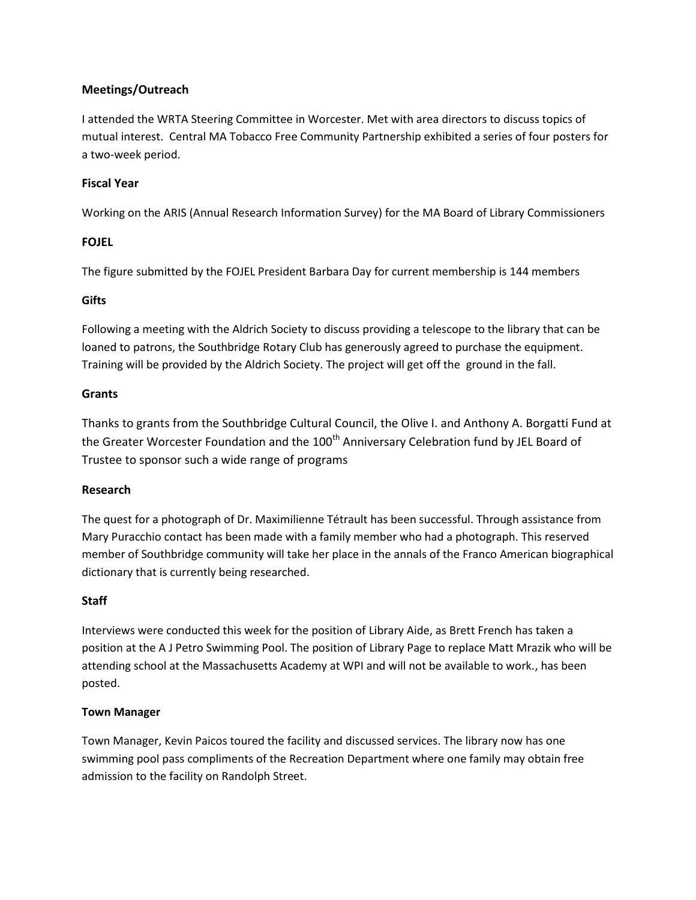**Meetings/Outreach**

I attended the WRTA Steering Committee in Worcester. Met with area directors to discuss topics of mutual interest. Central MA Tobacco Free Community Partnership exhibited a series of four posters for a two-week period.

**Fiscal Year**

Working on the ARIS (Annual Research Information Survey) for the MA Board of Library Commissioners

**FOJEL**

The figure submitted by the FOJEL President Barbara Day for current membership is 144 members

**Gifts**

Following a meeting with the Aldrich Society to discuss providing a telescope to the library that can be loaned to patrons, the Southbridge Rotary Club has generously agreed to purchase the equipment. Training will be provided by the Aldrich Society. The project will get off the ground in the fall.

**Grants**

Thanks to grants from the Southbridge Cultural Council, the Olive I. and Anthony A. Borgatti Fund at the Greater Worcester Foundation and the 100th Anniversary Celebration fund by JEL Board of Trustee to sponsor such a wide range of programs

**Research**

The quest for a photograph of Dr. Maximilienne Tétrault has been successful. Through assistance from Mary Puracchio contact has been made with a family member who had a photograph. This reserved member of Southbridge community will take her place in the annals of the Franco American biographical dictionary that is currently being researched.

**Staff**

Interviews were conducted this week for the position of Library Aide, as Brett French has taken a position at the A J Petro Swimming Pool. The position of Library Page to replace Matt Mrazik who will be attending school at the Massachusetts Academy at WPI and will not be available to work., has been posted.

**Town Manager**

Town Manager, Kevin Paicos toured the facility and discussed services. The library now has one swimming pool pass compliments of the Recreation Department where one family may obtain free admission to the facility on Randolph Street.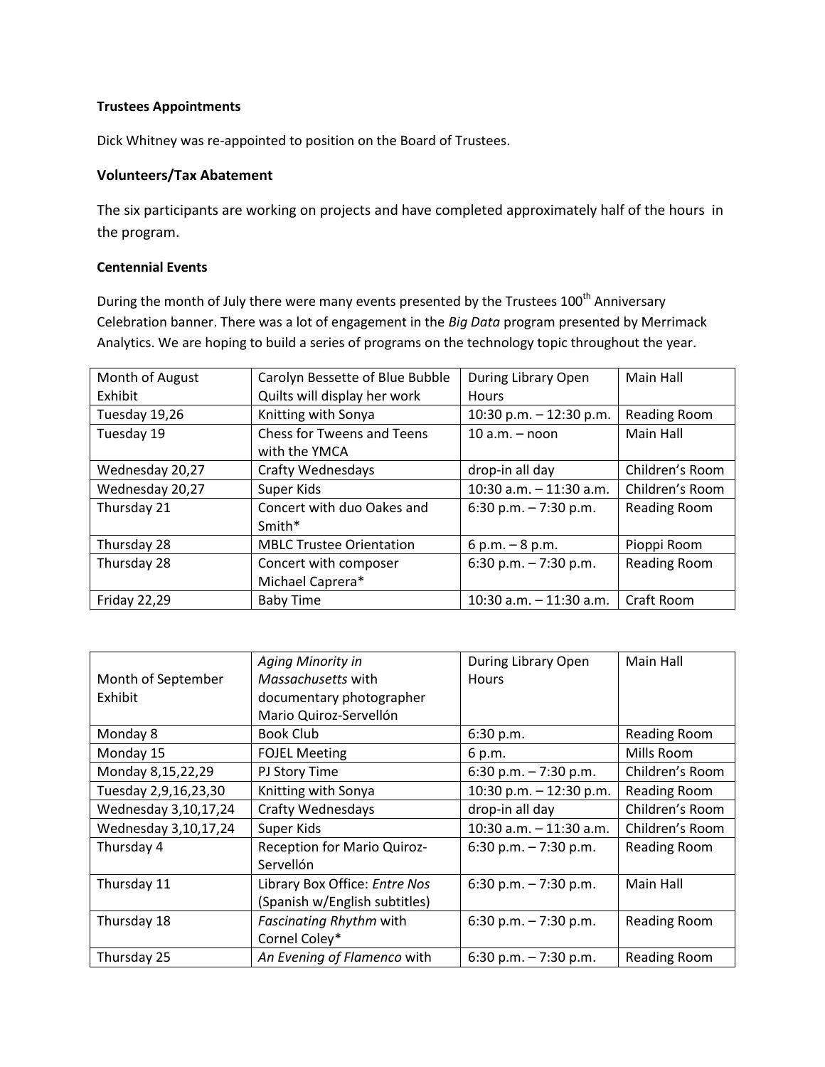**Trustees Appointments**

Dick Whitney was re-appointed to position on the Board of Trustees.

**Volunteers/Tax Abatement**

The six participants are working on projects and have completed approximately half of the hours in the program.

**Centennial Events**

During the month of July there were many events presented by the Trustees 100th Anniversary Celebration banner. There was a lot of engagement in the *Big Data* program presented by Merrimack Analytics. We are hoping to build a series of programs on the technology topic throughout the year.

| Month of August Exhibit | Carolyn Bessette of Blue Bubble Quilts will display her work | During Library Open Hours | Main Hall |
|---|---|---|---|
| Tuesday 19,26 | Knitting with Sonya | 10:30 p.m. – 12:30 p.m. | Reading Room |
| Tuesday 19 | Chess for Tweens and Teens with the YMCA | 10 a.m. – noon | Main Hall |
| Wednesday 20,27 | Crafty Wednesdays | drop-in all day | Children's Room |
| Wednesday 20,27 | Super Kids | 10:30 a.m. – 11:30 a.m. | Children's Room |
| Thursday 21 | Concert with duo Oakes and Smith* | 6:30 p.m. – 7:30 p.m. | Reading Room |
| Thursday 28 | MBLC Trustee Orientation | 6 p.m. – 8 p.m. | Pioppi Room |
| Thursday 28 | Concert with composer Michael Caprera* | 6:30 p.m. – 7:30 p.m. | Reading Room |
| Friday 22,29 | Baby Time | 10:30 a.m. – 11:30 a.m. | Craft Room |

| Month of September Exhibit | *Aging Minority in Massachusetts* with documentary photographer Mario Quiroz-Servellón | During Library Open Hours | Main Hall |
|---|---|---|---|
| Monday 8 | Book Club | 6:30 p.m. | Reading Room |
| Monday 15 | FOJEL Meeting | 6 p.m. | Mills Room |
| Monday 8,15,22,29 | PJ Story Time | 6:30 p.m. – 7:30 p.m. | Children's Room |
| Tuesday 2,9,16,23,30 | Knitting with Sonya | 10:30 p.m. – 12:30 p.m. | Reading Room |
| Wednesday 3,10,17,24 | Crafty Wednesdays | drop-in all day | Children's Room |
| Wednesday 3,10,17,24 | Super Kids | 10:30 a.m. – 11:30 a.m. | Children's Room |
| Thursday 4 | Reception for Mario Quiroz-Servellón | 6:30 p.m. – 7:30 p.m. | Reading Room |
| Thursday 11 | Library Box Office: *Entre Nos* (Spanish w/English subtitles) | 6:30 p.m. – 7:30 p.m. | Main Hall |
| Thursday 18 | *Fascinating Rhythm* with Cornel Coley* | 6:30 p.m. – 7:30 p.m. | Reading Room |
| Thursday 25 | *An Evening of Flamenco* with | 6:30 p.m. – 7:30 p.m. | Reading Room |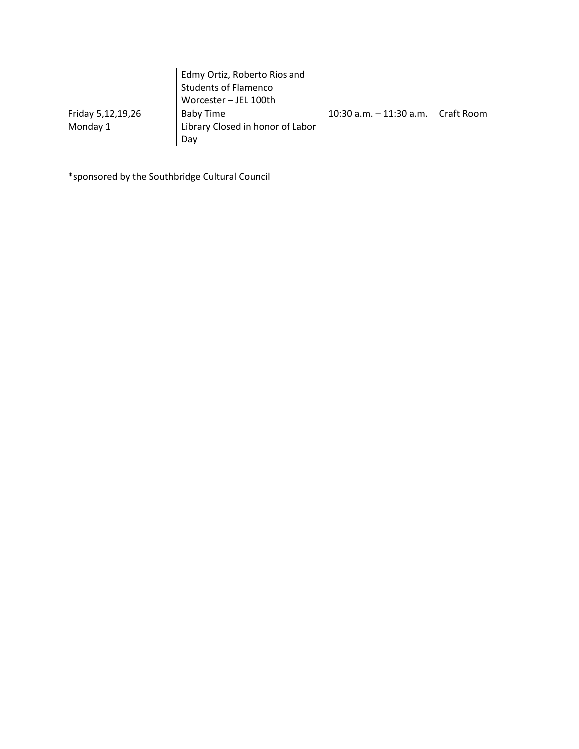| | | | |
|---|---|---|---|
| | Edmy Ortiz, Roberto Rios and Students of Flamenco Worcester – JEL 100th | | |
| Friday 5,12,19,26 | Baby Time | 10:30 a.m. – 11:30 a.m. | Craft Room |
| Monday 1 | Library Closed in honor of Labor Day | | |

*sponsored by the Southbridge Cultural Council